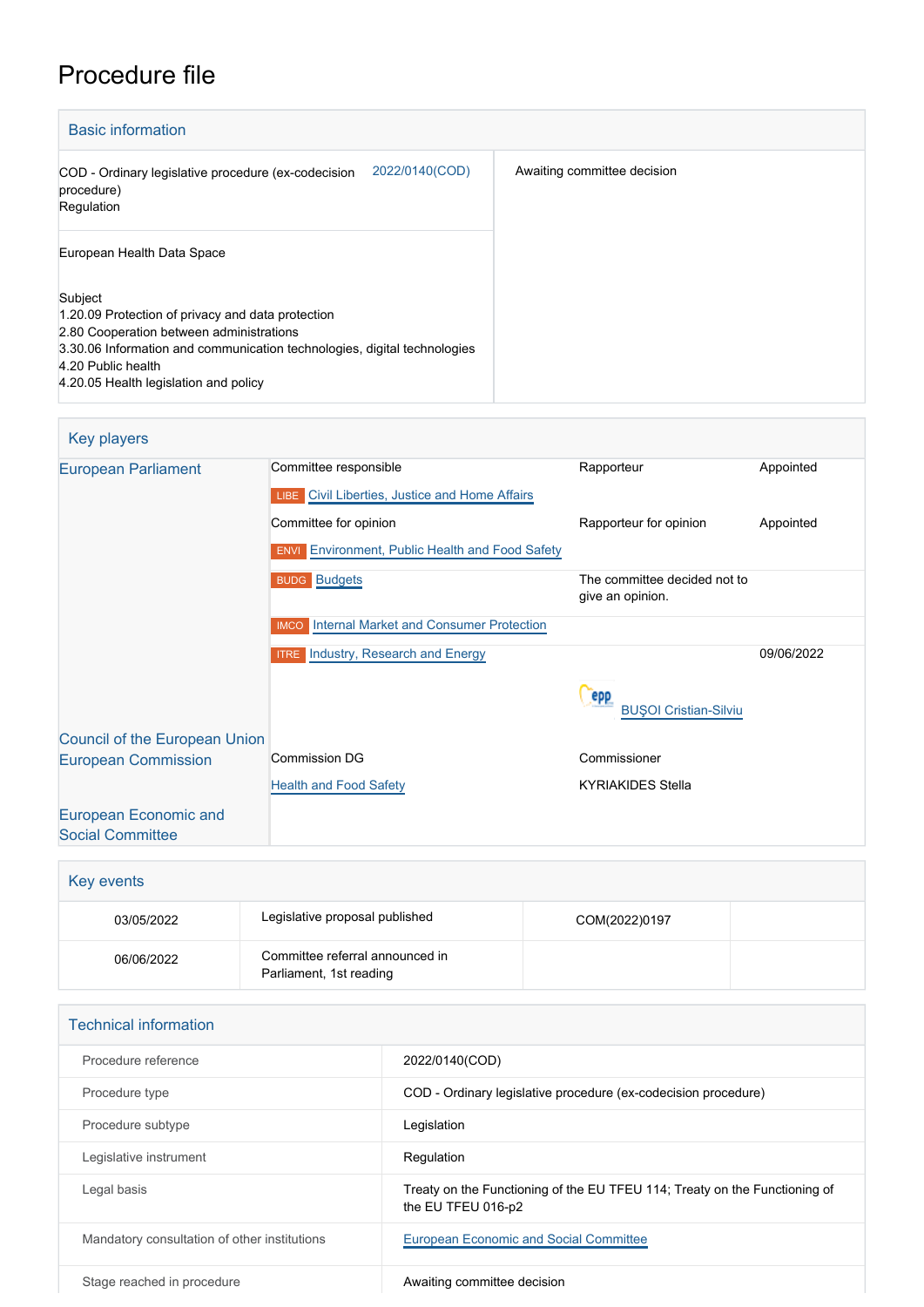# Procedure file

## Basic information

| | |
|---|---|
| COD - Ordinary legislative procedure (ex-codecision procedure) Regulation<br>2022/0140(COD) | Awaiting committee decision |
| European Health Data Space<br><br>Subject<br>1.20.09 Protection of privacy and data protection<br>2.80 Cooperation between administrations<br>3.30.06 Information and communication technologies, digital technologies<br>4.20 Public health<br>4.20.05 Health legislation and policy | |

## Key players

| | | | |
|---|---|---|---|
| European Parliament | Committee responsible | Rapporteur | Appointed |
| | LIBE Civil Liberties, Justice and Home Affairs | | |
| | Committee for opinion | Rapporteur for opinion | Appointed |
| | ENVI Environment, Public Health and Food Safety | | |
| | BUDG Budgets | The committee decided not to give an opinion. | |
| | IMCO Internal Market and Consumer Protection | | |
| | ITRE Industry, Research and Energy | EPP BUŞOI Cristian-Silviu | 09/06/2022 |
| Council of the European Union | | | |
| European Commission | Commission DG | Commissioner | |
| | Health and Food Safety | KYRIAKIDES Stella | |
| European Economic and Social Committee | | | |

## Key events

| | | | |
|---|---|---|---|
| 03/05/2022 | Legislative proposal published | COM(2022)0197 | |
| 06/06/2022 | Committee referral announced in Parliament, 1st reading | | |

## Technical information

| | |
|---|---|
| Procedure reference | 2022/0140(COD) |
| Procedure type | COD - Ordinary legislative procedure (ex-codecision procedure) |
| Procedure subtype | Legislation |
| Legislative instrument | Regulation |
| Legal basis | Treaty on the Functioning of the EU TFEU 114; Treaty on the Functioning of the EU TFEU 016-p2 |
| Mandatory consultation of other institutions | European Economic and Social Committee |
| Stage reached in procedure | Awaiting committee decision |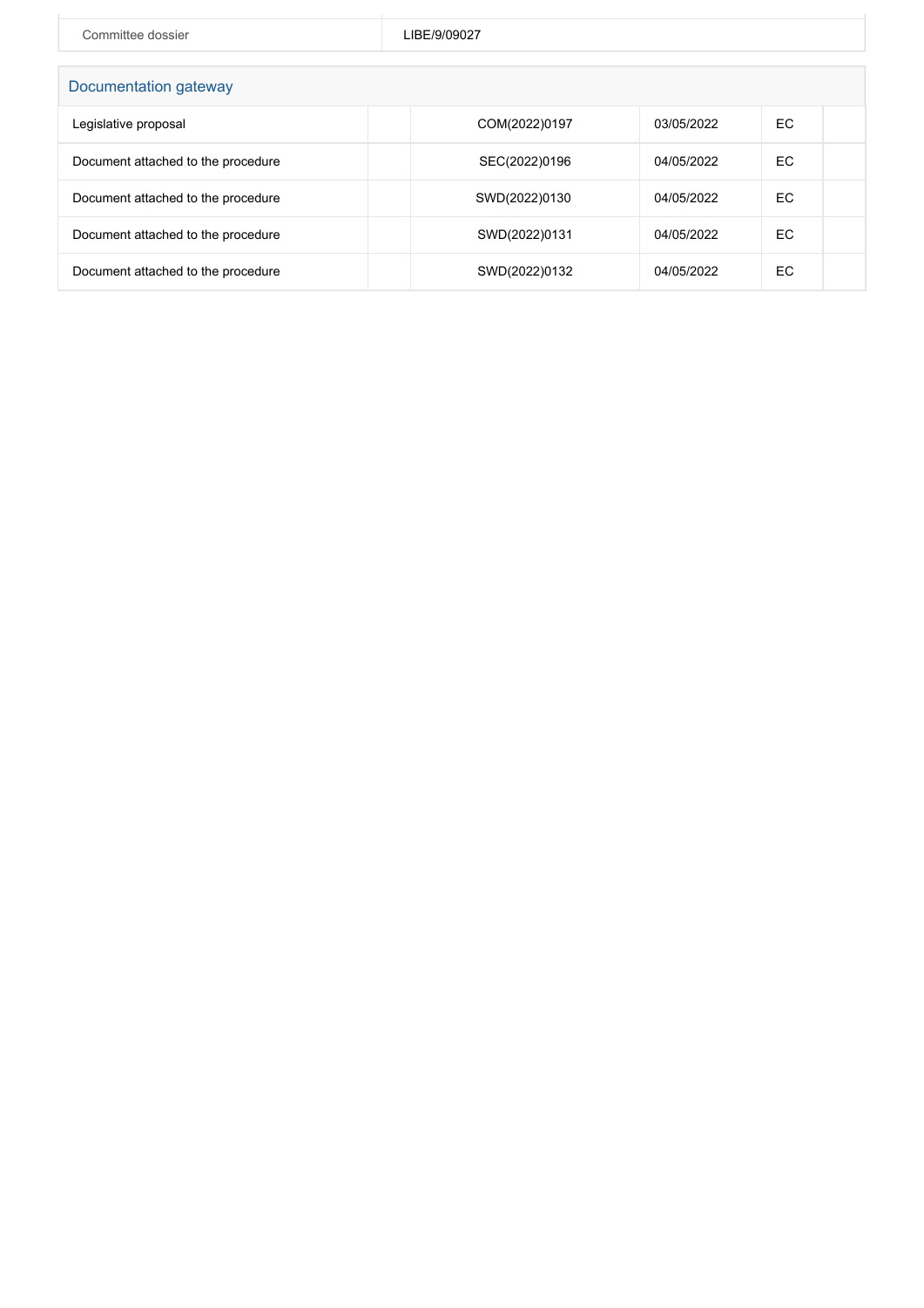| | |
|---|---|
| Committee dossier | LIBE/9/09027 |

## Documentation gateway

| | | | | | |
|---|---|---|---|---|---|
| Legislative proposal | | COM(2022)0197 | 03/05/2022 | EC | |
| Document attached to the procedure | | SEC(2022)0196 | 04/05/2022 | EC | |
| Document attached to the procedure | | SWD(2022)0130 | 04/05/2022 | EC | |
| Document attached to the procedure | | SWD(2022)0131 | 04/05/2022 | EC | |
| Document attached to the procedure | | SWD(2022)0132 | 04/05/2022 | EC | |